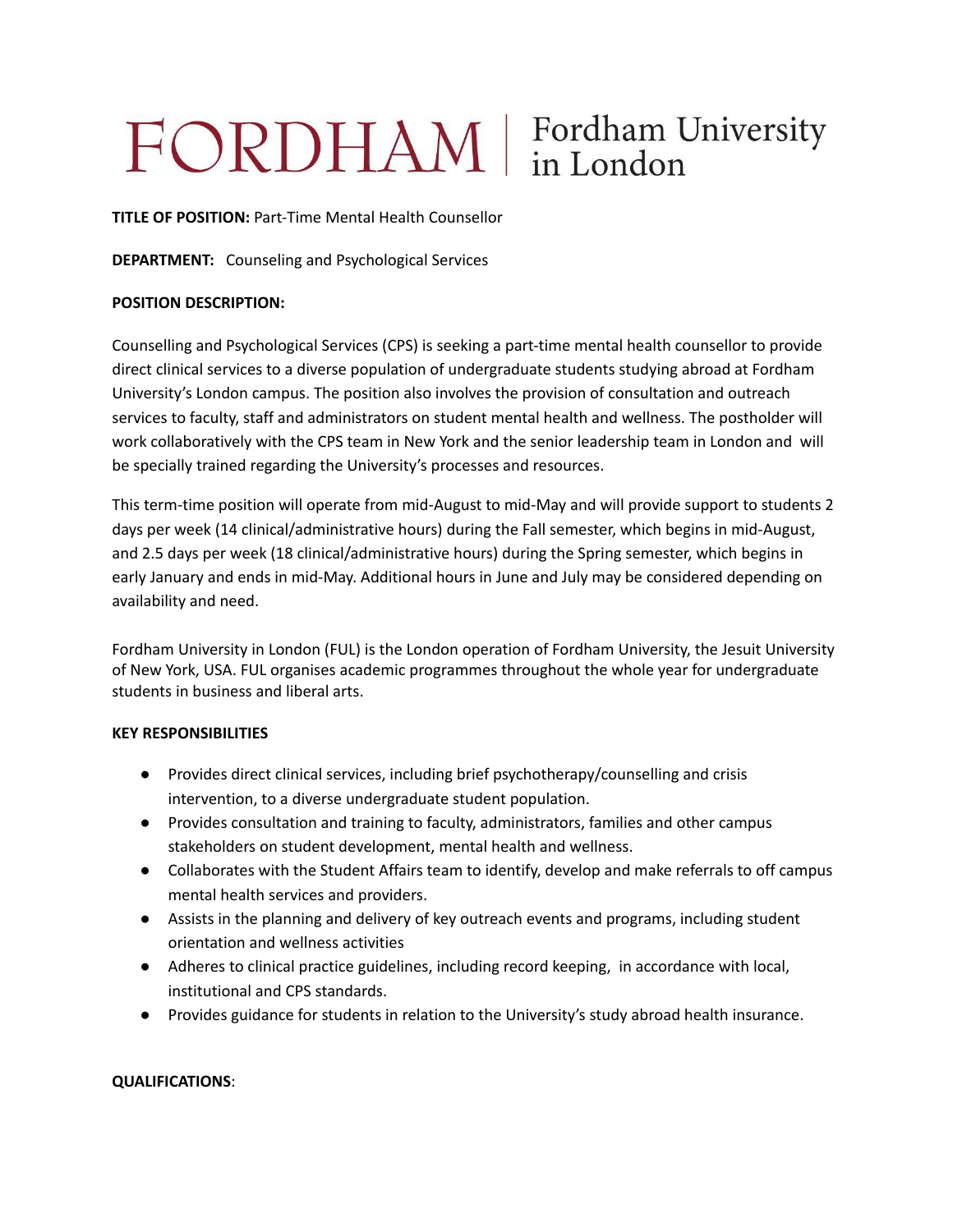# FORDHAM | Fordham University in London

**TITLE OF POSITION:** Part-Time Mental Health Counsellor

**DEPARTMENT:** Counseling and Psychological Services

**POSITION DESCRIPTION:**

Counselling and Psychological Services (CPS) is seeking a part-time mental health counsellor to provide direct clinical services to a diverse population of undergraduate students studying abroad at Fordham University's London campus. The position also involves the provision of consultation and outreach services to faculty, staff and administrators on student mental health and wellness. The postholder will work collaboratively with the CPS team in New York and the senior leadership team in London and will be specially trained regarding the University's processes and resources.

This term-time position will operate from mid-August to mid-May and will provide support to students 2 days per week (14 clinical/administrative hours) during the Fall semester, which begins in mid-August, and 2.5 days per week (18 clinical/administrative hours) during the Spring semester, which begins in early January and ends in mid-May. Additional hours in June and July may be considered depending on availability and need.

Fordham University in London (FUL) is the London operation of Fordham University, the Jesuit University of New York, USA. FUL organises academic programmes throughout the whole year for undergraduate students in business and liberal arts.

**KEY RESPONSIBILITIES**

- Provides direct clinical services, including brief psychotherapy/counselling and crisis intervention, to a diverse undergraduate student population.
- Provides consultation and training to faculty, administrators, families and other campus stakeholders on student development, mental health and wellness.
- Collaborates with the Student Affairs team to identify, develop and make referrals to off campus mental health services and providers.
- Assists in the planning and delivery of key outreach events and programs, including student orientation and wellness activities
- Adheres to clinical practice guidelines, including record keeping, in accordance with local, institutional and CPS standards.
- Provides guidance for students in relation to the University's study abroad health insurance.

**QUALIFICATIONS**: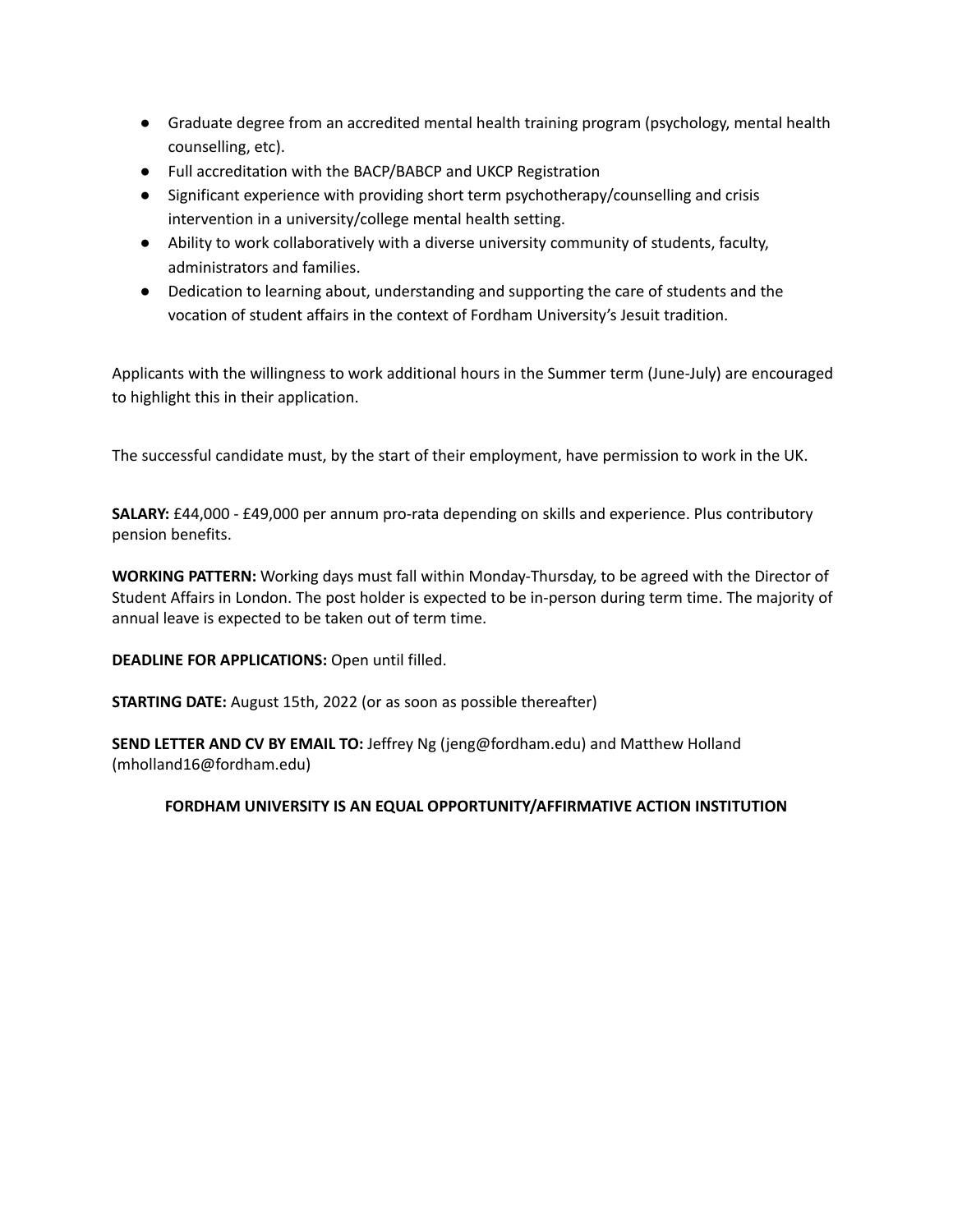- Graduate degree from an accredited mental health training program (psychology, mental health counselling, etc).
- Full accreditation with the BACP/BABCP and UKCP Registration
- Significant experience with providing short term psychotherapy/counselling and crisis intervention in a university/college mental health setting.
- Ability to work collaboratively with a diverse university community of students, faculty, administrators and families.
- Dedication to learning about, understanding and supporting the care of students and the vocation of student affairs in the context of Fordham University's Jesuit tradition.

Applicants with the willingness to work additional hours in the Summer term (June-July) are encouraged to highlight this in their application.

The successful candidate must, by the start of their employment, have permission to work in the UK.

**SALARY:** £44,000 - £49,000 per annum pro-rata depending on skills and experience. Plus contributory pension benefits.

**WORKING PATTERN:** Working days must fall within Monday-Thursday, to be agreed with the Director of Student Affairs in London. The post holder is expected to be in-person during term time. The majority of annual leave is expected to be taken out of term time.

**DEADLINE FOR APPLICATIONS:** Open until filled.

**STARTING DATE:** August 15th, 2022 (or as soon as possible thereafter)

**SEND LETTER AND CV BY EMAIL TO:** Jeffrey Ng (jeng@fordham.edu) and Matthew Holland (mholland16@fordham.edu)

**FORDHAM UNIVERSITY IS AN EQUAL OPPORTUNITY/AFFIRMATIVE ACTION INSTITUTION**